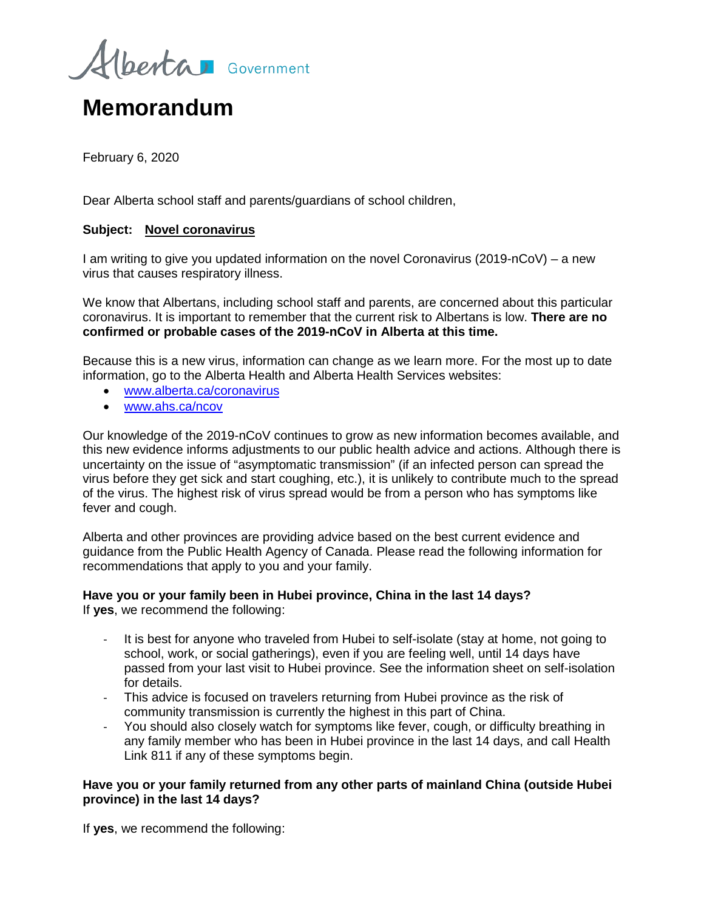Alberta Government

# Memorandum

February 6, 2020

Dear Alberta school staff and parents/guardians of school children,

**Subject: Novel coronavirus**

I am writing to give you updated information on the novel Coronavirus (2019-nCoV) – a new virus that causes respiratory illness.

We know that Albertans, including school staff and parents, are concerned about this particular coronavirus. It is important to remember that the current risk to Albertans is low. **There are no confirmed or probable cases of the 2019-nCoV in Alberta at this time.**

Because this is a new virus, information can change as we learn more. For the most up to date information, go to the Alberta Health and Alberta Health Services websites:

- www.alberta.ca/coronavirus
- www.ahs.ca/ncov

Our knowledge of the 2019-nCoV continues to grow as new information becomes available, and this new evidence informs adjustments to our public health advice and actions. Although there is uncertainty on the issue of "asymptomatic transmission" (if an infected person can spread the virus before they get sick and start coughing, etc.), it is unlikely to contribute much to the spread of the virus. The highest risk of virus spread would be from a person who has symptoms like fever and cough.

Alberta and other provinces are providing advice based on the best current evidence and guidance from the Public Health Agency of Canada. Please read the following information for recommendations that apply to you and your family.

**Have you or your family been in Hubei province, China in the last 14 days?**
If **yes**, we recommend the following:

- It is best for anyone who traveled from Hubei to self-isolate (stay at home, not going to school, work, or social gatherings), even if you are feeling well, until 14 days have passed from your last visit to Hubei province. See the information sheet on self-isolation for details.
- This advice is focused on travelers returning from Hubei province as the risk of community transmission is currently the highest in this part of China.
- You should also closely watch for symptoms like fever, cough, or difficulty breathing in any family member who has been in Hubei province in the last 14 days, and call Health Link 811 if any of these symptoms begin.

**Have you or your family returned from any other parts of mainland China (outside Hubei province) in the last 14 days?**

If **yes**, we recommend the following: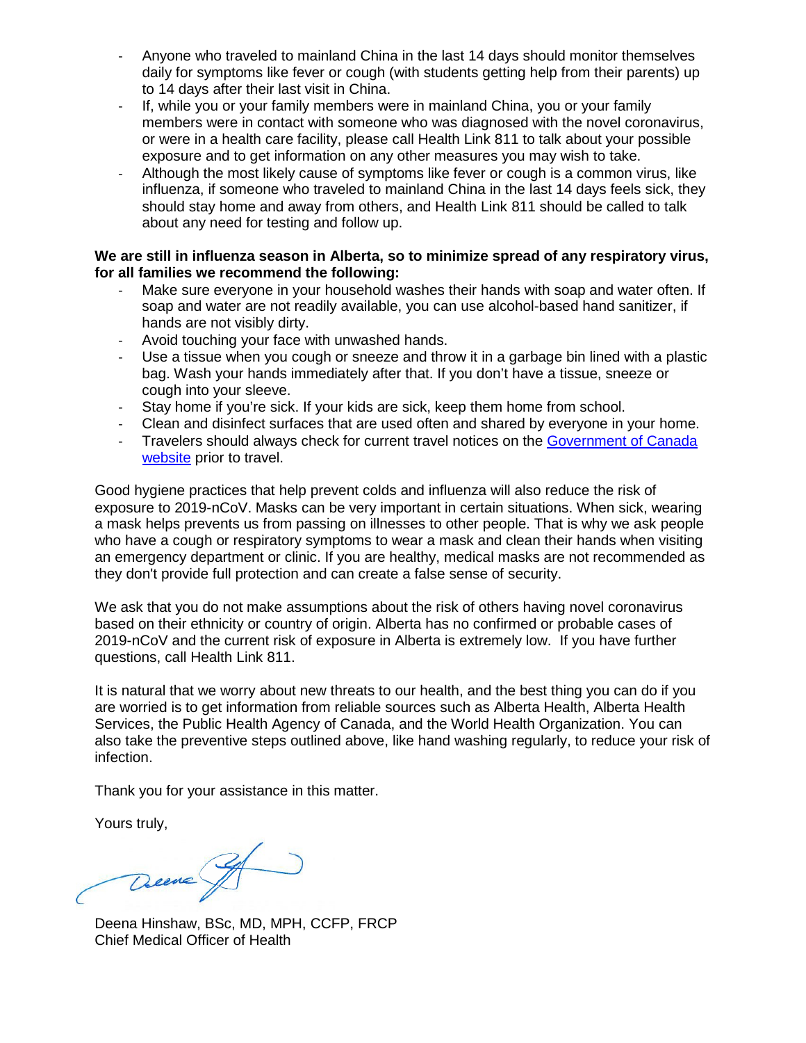- Anyone who traveled to mainland China in the last 14 days should monitor themselves daily for symptoms like fever or cough (with students getting help from their parents) up to 14 days after their last visit in China.
- If, while you or your family members were in mainland China, you or your family members were in contact with someone who was diagnosed with the novel coronavirus, or were in a health care facility, please call Health Link 811 to talk about your possible exposure and to get information on any other measures you may wish to take.
- Although the most likely cause of symptoms like fever or cough is a common virus, like influenza, if someone who traveled to mainland China in the last 14 days feels sick, they should stay home and away from others, and Health Link 811 should be called to talk about any need for testing and follow up.

**We are still in influenza season in Alberta, so to minimize spread of any respiratory virus, for all families we recommend the following:**

- Make sure everyone in your household washes their hands with soap and water often. If soap and water are not readily available, you can use alcohol-based hand sanitizer, if hands are not visibly dirty.
- Avoid touching your face with unwashed hands.
- Use a tissue when you cough or sneeze and throw it in a garbage bin lined with a plastic bag. Wash your hands immediately after that. If you don't have a tissue, sneeze or cough into your sleeve.
- Stay home if you're sick. If your kids are sick, keep them home from school.
- Clean and disinfect surfaces that are used often and shared by everyone in your home.
- Travelers should always check for current travel notices on the [Government of Canada website] prior to travel.

Good hygiene practices that help prevent colds and influenza will also reduce the risk of exposure to 2019-nCoV. Masks can be very important in certain situations. When sick, wearing a mask helps prevents us from passing on illnesses to other people. That is why we ask people who have a cough or respiratory symptoms to wear a mask and clean their hands when visiting an emergency department or clinic. If you are healthy, medical masks are not recommended as they don't provide full protection and can create a false sense of security.

We ask that you do not make assumptions about the risk of others having novel coronavirus based on their ethnicity or country of origin. Alberta has no confirmed or probable cases of 2019-nCoV and the current risk of exposure in Alberta is extremely low. If you have further questions, call Health Link 811.

It is natural that we worry about new threats to our health, and the best thing you can do if you are worried is to get information from reliable sources such as Alberta Health, Alberta Health Services, the Public Health Agency of Canada, and the World Health Organization. You can also take the preventive steps outlined above, like hand washing regularly, to reduce your risk of infection.

Thank you for your assistance in this matter.

Yours truly,

Deena Hinshaw, BSc, MD, MPH, CCFP, FRCP
Chief Medical Officer of Health